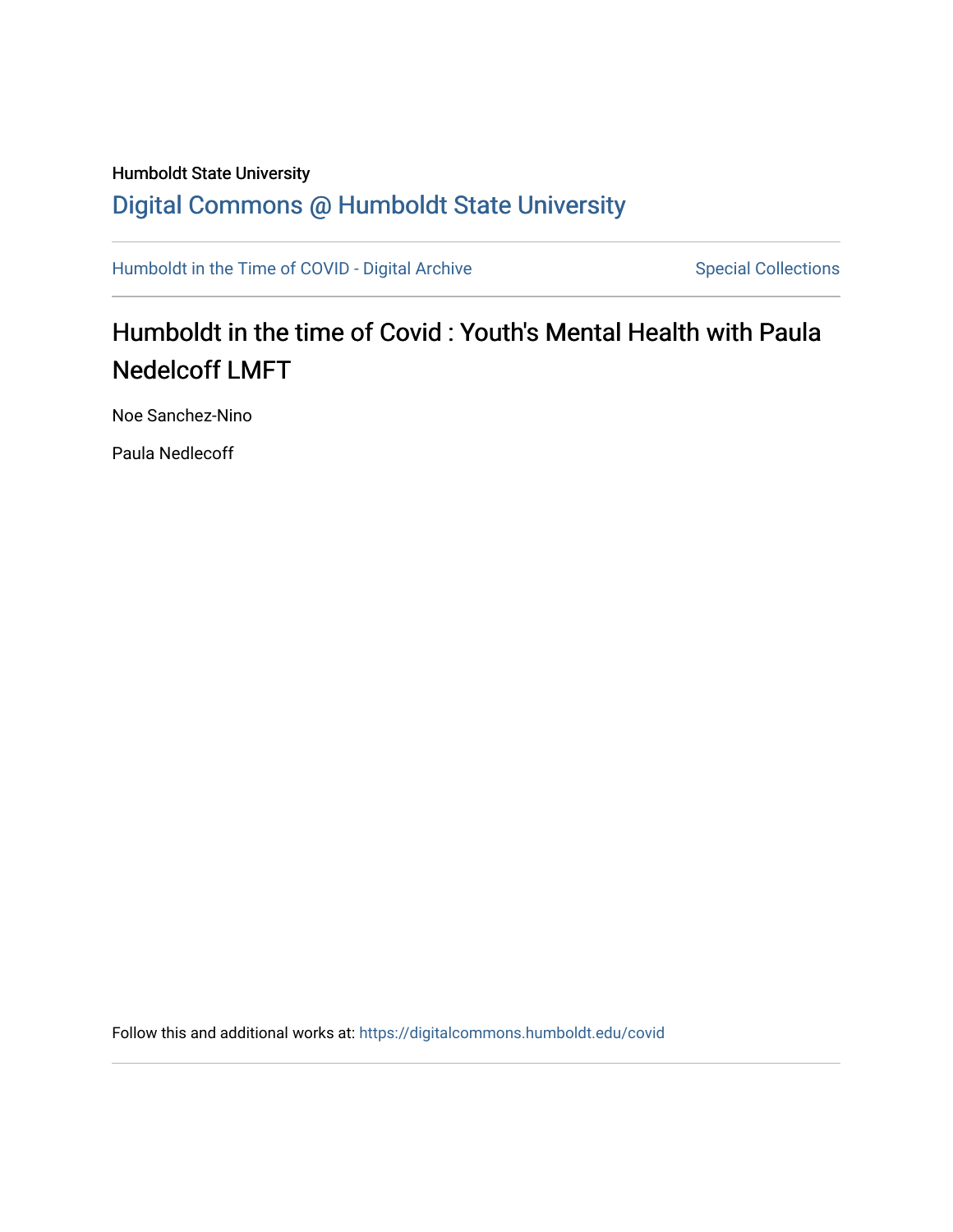Humboldt State University

## Digital Commons @ Humboldt State University

Humboldt in the Time of COVID - Digital Archive | Special Collections

# Humboldt in the time of Covid : Youth's Mental Health with Paula Nedelcoff LMFT

Noe Sanchez-Nino

Paula Nedlecoff

Follow this and additional works at: https://digitalcommons.humboldt.edu/covid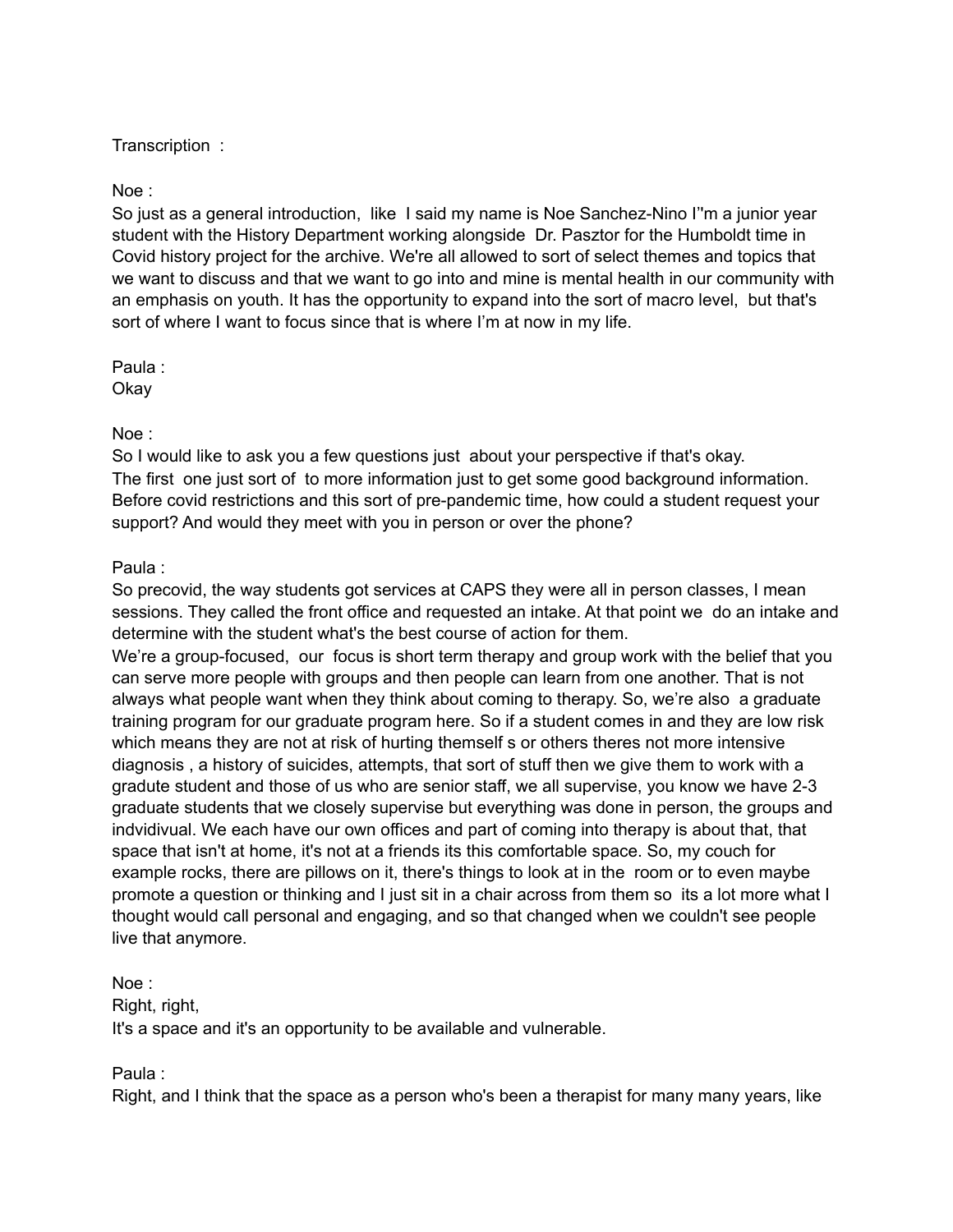Transcription :

Noe :
So just as a general introduction, like I said my name is Noe Sanchez-Nino I''m a junior year student with the History Department working alongside Dr. Pasztor for the Humboldt time in Covid history project for the archive. We're all allowed to sort of select themes and topics that we want to discuss and that we want to go into and mine is mental health in our community with an emphasis on youth. It has the opportunity to expand into the sort of macro level, but that's sort of where I want to focus since that is where I'm at now in my life.

Paula :
Okay

Noe :
So I would like to ask you a few questions just about your perspective if that's okay.
The first one just sort of to more information just to get some good background information. Before covid restrictions and this sort of pre-pandemic time, how could a student request your support? And would they meet with you in person or over the phone?

Paula :
So precovid, the way students got services at CAPS they were all in person classes, I mean sessions. They called the front office and requested an intake. At that point we do an intake and determine with the student what's the best course of action for them.
We're a group-focused, our focus is short term therapy and group work with the belief that you can serve more people with groups and then people can learn from one another. That is not always what people want when they think about coming to therapy. So, we're also a graduate training program for our graduate program here. So if a student comes in and they are low risk which means they are not at risk of hurting themself s or others theres not more intensive diagnosis , a history of suicides, attempts, that sort of stuff then we give them to work with a gradute student and those of us who are senior staff, we all supervise, you know we have 2-3 graduate students that we closely supervise but everything was done in person, the groups and indvidivual. We each have our own offices and part of coming into therapy is about that, that space that isn't at home, it's not at a friends its this comfortable space. So, my couch for example rocks, there are pillows on it, there's things to look at in the room or to even maybe promote a question or thinking and I just sit in a chair across from them so its a lot more what I thought would call personal and engaging, and so that changed when we couldn't see people live that anymore.

Noe :
Right, right,
It's a space and it's an opportunity to be available and vulnerable.

Paula :
Right, and I think that the space as a person who's been a therapist for many many years, like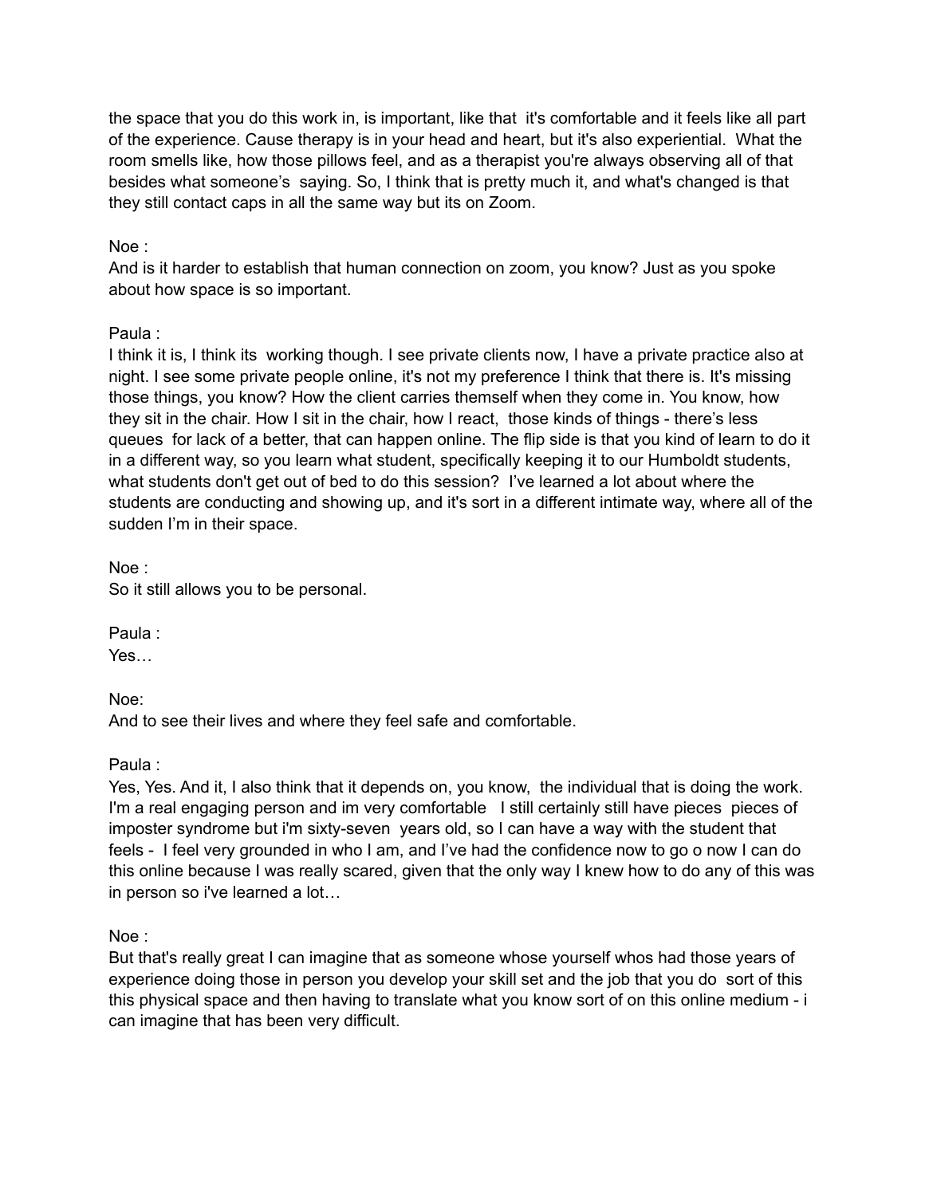the space that you do this work in, is important, like that it's comfortable and it feels like all part of the experience. Cause therapy is in your head and heart, but it's also experiential. What the room smells like, how those pillows feel, and as a therapist you're always observing all of that besides what someone's saying. So, I think that is pretty much it, and what's changed is that they still contact caps in all the same way but its on Zoom.

Noe :
And is it harder to establish that human connection on zoom, you know? Just as you spoke about how space is so important.

Paula :
I think it is, I think its working though. I see private clients now, I have a private practice also at night. I see some private people online, it's not my preference I think that there is. It's missing those things, you know? How the client carries themself when they come in. You know, how they sit in the chair. How I sit in the chair, how I react, those kinds of things - there's less queues for lack of a better, that can happen online. The flip side is that you kind of learn to do it in a different way, so you learn what student, specifically keeping it to our Humboldt students, what students don't get out of bed to do this session? I've learned a lot about where the students are conducting and showing up, and it's sort in a different intimate way, where all of the sudden I'm in their space.

Noe :
So it still allows you to be personal.

Paula :
Yes…

Noe:
And to see their lives and where they feel safe and comfortable.

Paula :
Yes, Yes. And it, I also think that it depends on, you know, the individual that is doing the work. I'm a real engaging person and im very comfortable I still certainly still have pieces pieces of imposter syndrome but i'm sixty-seven years old, so I can have a way with the student that feels - I feel very grounded in who I am, and I've had the confidence now to go o now I can do this online because I was really scared, given that the only way I knew how to do any of this was in person so i've learned a lot…

Noe :
But that's really great I can imagine that as someone whose yourself whos had those years of experience doing those in person you develop your skill set and the job that you do sort of this this physical space and then having to translate what you know sort of on this online medium - i can imagine that has been very difficult.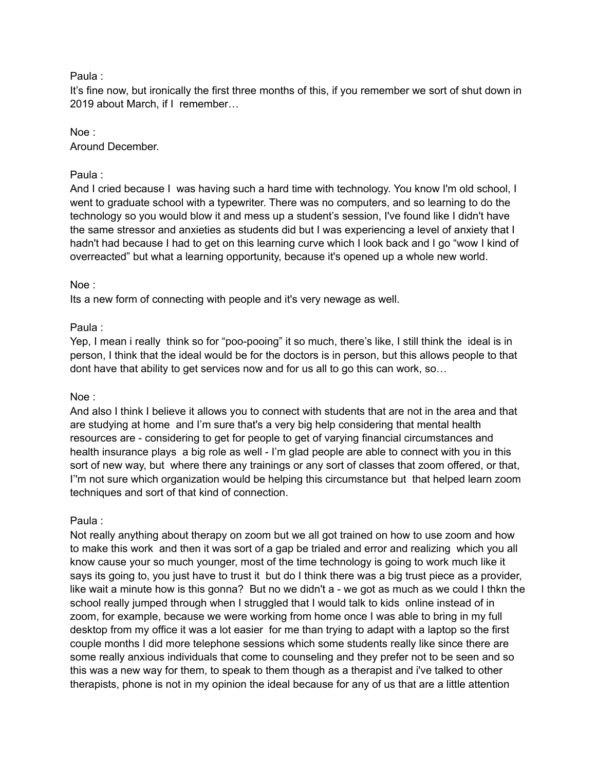Paula :
It's fine now, but ironically the first three months of this, if you remember we sort of shut down in 2019 about March, if I  remember…

Noe :
Around December.

Paula :
And I cried because I  was having such a hard time with technology. You know I'm old school, I went to graduate school with a typewriter. There was no computers, and so learning to do the technology so you would blow it and mess up a student's session, I've found like I didn't have the same stressor and anxieties as students did but I was experiencing a level of anxiety that I hadn't had because I had to get on this learning curve which I look back and I go "wow I kind of overreacted" but what a learning opportunity, because it's opened up a whole new world.

Noe :
Its a new form of connecting with people and it's very newage as well.

Paula :
Yep, I mean i really  think so for "poo-pooing" it so much, there's like, I still think the  ideal is in person, I think that the ideal would be for the doctors is in person, but this allows people to that dont have that ability to get services now and for us all to go this can work, so…

Noe :
And also I think I believe it allows you to connect with students that are not in the area and that are studying at home  and I'm sure that's a very big help considering that mental health resources are - considering to get for people to get of varying financial circumstances and health insurance plays  a big role as well - I'm glad people are able to connect with you in this sort of new way, but  where there any trainings or any sort of classes that zoom offered, or that, I''m not sure which organization would be helping this circumstance but  that helped learn zoom techniques and sort of that kind of connection.

Paula :
Not really anything about therapy on zoom but we all got trained on how to use zoom and how to make this work  and then it was sort of a gap be trialed and error and realizing  which you all know cause your so much younger, most of the time technology is going to work much like it says its going to, you just have to trust it  but do I think there was a big trust piece as a provider, like wait a minute how is this gonna?  But no we didn't a - we got as much as we could I thkn the school really jumped through when I struggled that I would talk to kids  online instead of in zoom, for example, because we were working from home once I was able to bring in my full desktop from my office it was a lot easier  for me than trying to adapt with a laptop so the first couple months I did more telephone sessions which some students really like since there are some really anxious individuals that come to counseling and they prefer not to be seen and so this was a new way for them, to speak to them though as a therapist and i've talked to other therapists, phone is not in my opinion the ideal because for any of us that are a little attention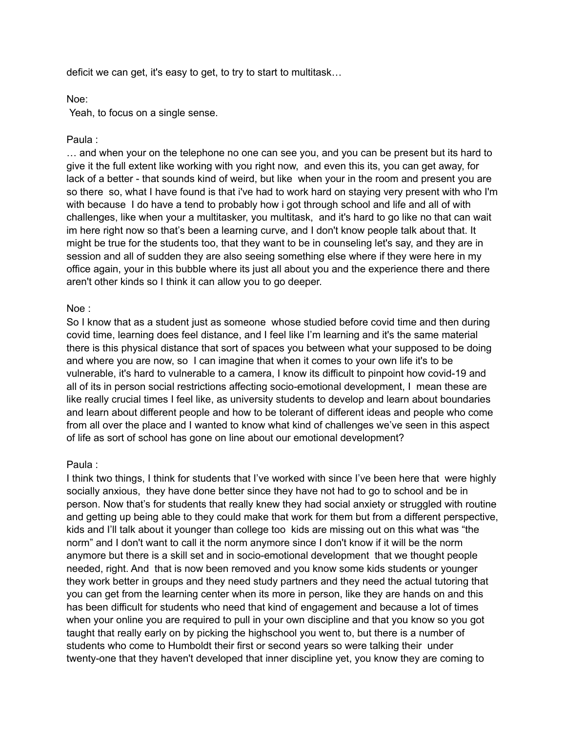deficit we can get, it's easy to get, to try to start to multitask…

Noe:
Yeah, to focus on a single sense.

Paula :
… and when your on the telephone no one can see you, and you can be present but its hard to give it the full extent like working with you right now, and even this its, you can get away, for lack of a better - that sounds kind of weird, but like when your in the room and present you are so there so, what I have found is that i've had to work hard on staying very present with who I'm with because I do have a tend to probably how i got through school and life and all of with challenges, like when your a multitasker, you multitask, and it's hard to go like no that can wait im here right now so that's been a learning curve, and I don't know people talk about that. It might be true for the students too, that they want to be in counseling let's say, and they are in session and all of sudden they are also seeing something else where if they were here in my office again, your in this bubble where its just all about you and the experience there and there aren't other kinds so I think it can allow you to go deeper.

Noe :
So I know that as a student just as someone whose studied before covid time and then during covid time, learning does feel distance, and I feel like I'm learning and it's the same material there is this physical distance that sort of spaces you between what your supposed to be doing and where you are now, so I can imagine that when it comes to your own life it's to be vulnerable, it's hard to vulnerable to a camera, I know its difficult to pinpoint how covid-19 and all of its in person social restrictions affecting socio-emotional development, I mean these are like really crucial times I feel like, as university students to develop and learn about boundaries and learn about different people and how to be tolerant of different ideas and people who come from all over the place and I wanted to know what kind of challenges we've seen in this aspect of life as sort of school has gone on line about our emotional development?

Paula :
I think two things, I think for students that I've worked with since I've been here that were highly socially anxious, they have done better since they have not had to go to school and be in person. Now that's for students that really knew they had social anxiety or struggled with routine and getting up being able to they could make that work for them but from a different perspective, kids and I'll talk about it younger than college too kids are missing out on this what was "the norm" and I don't want to call it the norm anymore since I don't know if it will be the norm anymore but there is a skill set and in socio-emotional development that we thought people needed, right. And that is now been removed and you know some kids students or younger they work better in groups and they need study partners and they need the actual tutoring that you can get from the learning center when its more in person, like they are hands on and this has been difficult for students who need that kind of engagement and because a lot of times when your online you are required to pull in your own discipline and that you know so you got taught that really early on by picking the highschool you went to, but there is a number of students who come to Humboldt their first or second years so were talking their under twenty-one that they haven't developed that inner discipline yet, you know they are coming to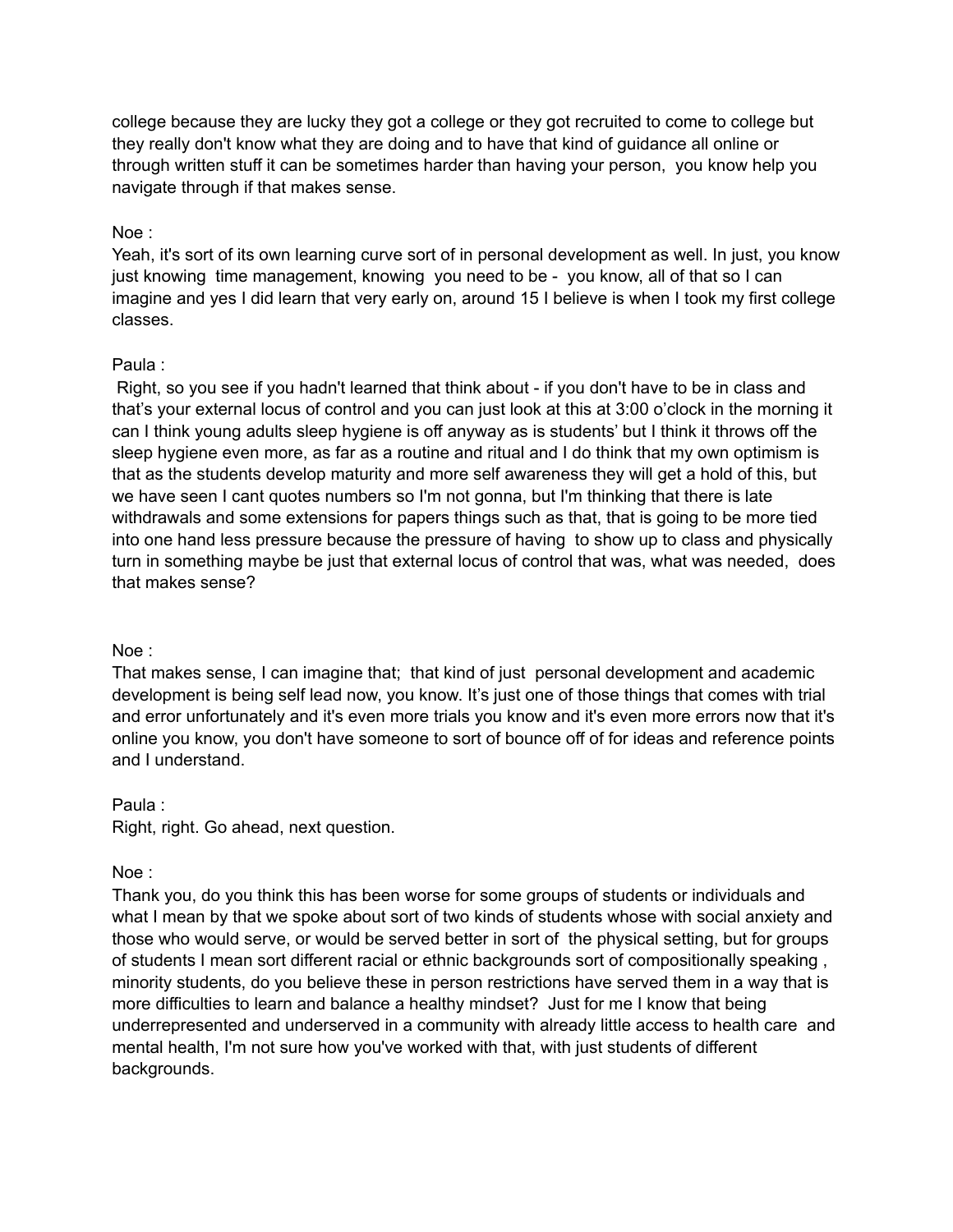college because they are lucky they got a college or they got recruited to come to college but they really don't know what they are doing and to have that kind of guidance all online or through written stuff it can be sometimes harder than having your person, you know help you navigate through if that makes sense.

Noe :
Yeah, it's sort of its own learning curve sort of in personal development as well. In just, you know just knowing time management, knowing you need to be - you know, all of that so I can imagine and yes I did learn that very early on, around 15 I believe is when I took my first college classes.

Paula :
Right, so you see if you hadn't learned that think about - if you don't have to be in class and that's your external locus of control and you can just look at this at 3:00 o'clock in the morning it can I think young adults sleep hygiene is off anyway as is students' but I think it throws off the sleep hygiene even more, as far as a routine and ritual and I do think that my own optimism is that as the students develop maturity and more self awareness they will get a hold of this, but we have seen I cant quotes numbers so I'm not gonna, but I'm thinking that there is late withdrawals and some extensions for papers things such as that, that is going to be more tied into one hand less pressure because the pressure of having to show up to class and physically turn in something maybe be just that external locus of control that was, what was needed, does that makes sense?

Noe :
That makes sense, I can imagine that; that kind of just personal development and academic development is being self lead now, you know. It's just one of those things that comes with trial and error unfortunately and it's even more trials you know and it's even more errors now that it's online you know, you don't have someone to sort of bounce off of for ideas and reference points and I understand.

Paula :
Right, right. Go ahead, next question.

Noe :
Thank you, do you think this has been worse for some groups of students or individuals and what I mean by that we spoke about sort of two kinds of students whose with social anxiety and those who would serve, or would be served better in sort of the physical setting, but for groups of students I mean sort different racial or ethnic backgrounds sort of compositionally speaking , minority students, do you believe these in person restrictions have served them in a way that is more difficulties to learn and balance a healthy mindset? Just for me I know that being underrepresented and underserved in a community with already little access to health care and mental health, I'm not sure how you've worked with that, with just students of different backgrounds.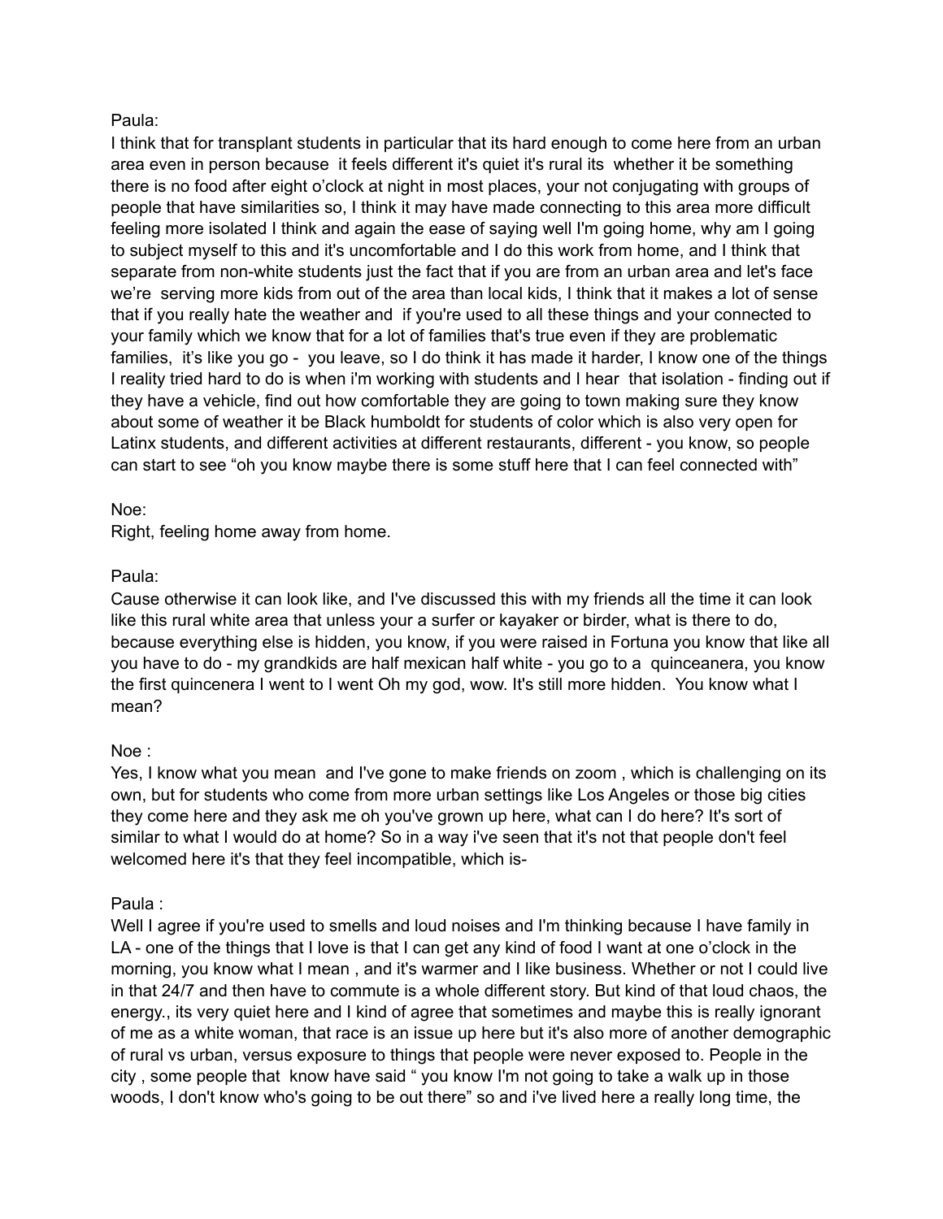Paula:

I think that for transplant students in particular that its hard enough to come here from an urban area even in person because it feels different it's quiet it's rural its whether it be something there is no food after eight o'clock at night in most places, your not conjugating with groups of people that have similarities so, I think it may have made connecting to this area more difficult feeling more isolated I think and again the ease of saying well I'm going home, why am I going to subject myself to this and it's uncomfortable and I do this work from home, and I think that separate from non-white students just the fact that if you are from an urban area and let's face we're serving more kids from out of the area than local kids, I think that it makes a lot of sense that if you really hate the weather and if you're used to all these things and your connected to your family which we know that for a lot of families that's true even if they are problematic families, it's like you go - you leave, so I do think it has made it harder, I know one of the things I reality tried hard to do is when i'm working with students and I hear that isolation - finding out if they have a vehicle, find out how comfortable they are going to town making sure they know about some of weather it be Black humboldt for students of color which is also very open for Latinx students, and different activities at different restaurants, different - you know, so people can start to see "oh you know maybe there is some stuff here that I can feel connected with"

Noe:

Right, feeling home away from home.

Paula:

Cause otherwise it can look like, and I've discussed this with my friends all the time it can look like this rural white area that unless your a surfer or kayaker or birder, what is there to do, because everything else is hidden, you know, if you were raised in Fortuna you know that like all you have to do - my grandkids are half mexican half white - you go to a quinceanera, you know the first quincenera I went to I went Oh my god, wow. It's still more hidden. You know what I mean?

Noe :

Yes, I know what you mean and I've gone to make friends on zoom , which is challenging on its own, but for students who come from more urban settings like Los Angeles or those big cities they come here and they ask me oh you've grown up here, what can I do here? It's sort of similar to what I would do at home? So in a way i've seen that it's not that people don't feel welcomed here it's that they feel incompatible, which is-

Paula :

Well I agree if you're used to smells and loud noises and I'm thinking because I have family in LA - one of the things that I love is that I can get any kind of food I want at one o'clock in the morning, you know what I mean , and it's warmer and I like business. Whether or not I could live in that 24/7 and then have to commute is a whole different story. But kind of that loud chaos, the energy., its very quiet here and I kind of agree that sometimes and maybe this is really ignorant of me as a white woman, that race is an issue up here but it's also more of another demographic of rural vs urban, versus exposure to things that people were never exposed to. People in the city , some people that know have said " you know I'm not going to take a walk up in those woods, I don't know who's going to be out there" so and i've lived here a really long time, the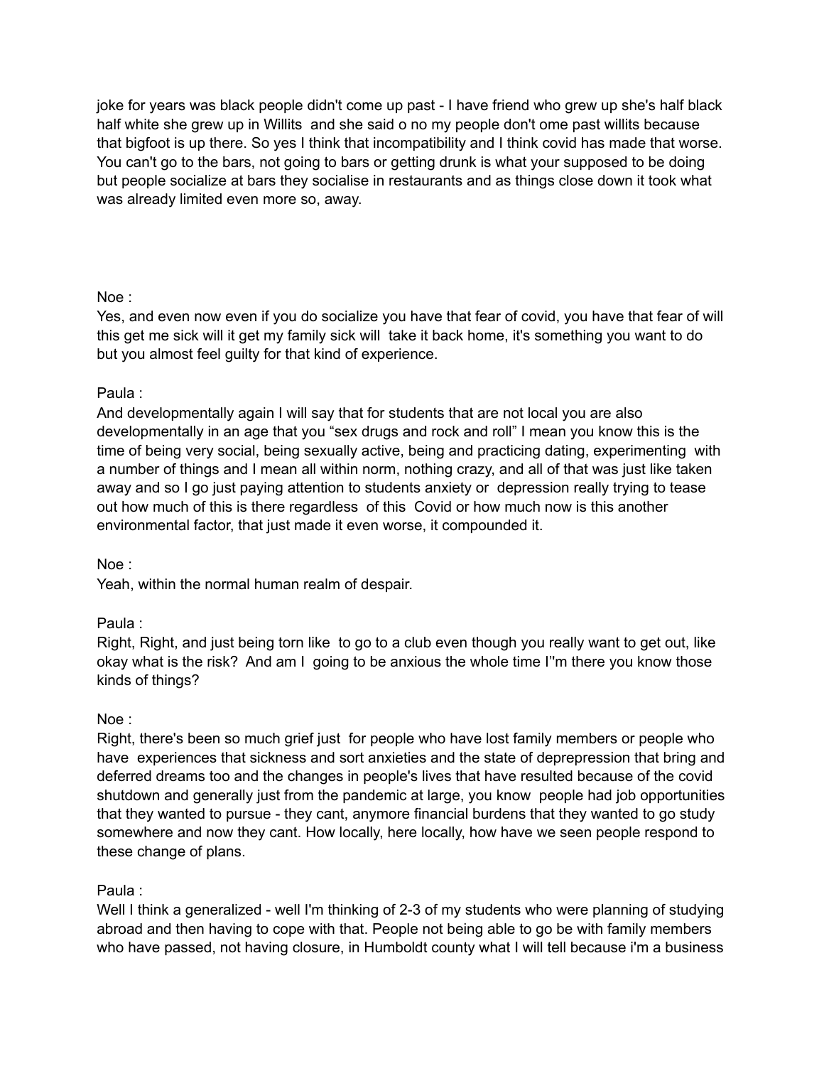joke for years was black people didn't come up past - I have friend who grew up she's half black half white she grew up in Willits and she said o no my people don't ome past willits because that bigfoot is up there. So yes I think that incompatibility and I think covid has made that worse. You can't go to the bars, not going to bars or getting drunk is what your supposed to be doing but people socialize at bars they socialise in restaurants and as things close down it took what was already limited even more so, away.

Noe :
Yes, and even now even if you do socialize you have that fear of covid, you have that fear of will this get me sick will it get my family sick will take it back home, it's something you want to do but you almost feel guilty for that kind of experience.

Paula :
And developmentally again I will say that for students that are not local you are also developmentally in an age that you "sex drugs and rock and roll" I mean you know this is the time of being very social, being sexually active, being and practicing dating, experimenting with a number of things and I mean all within norm, nothing crazy, and all of that was just like taken away and so I go just paying attention to students anxiety or depression really trying to tease out how much of this is there regardless of this Covid or how much now is this another environmental factor, that just made it even worse, it compounded it.

Noe :
Yeah, within the normal human realm of despair.

Paula :
Right, Right, and just being torn like to go to a club even though you really want to get out, like okay what is the risk? And am I going to be anxious the whole time I''m there you know those kinds of things?

Noe :
Right, there's been so much grief just for people who have lost family members or people who have experiences that sickness and sort anxieties and the state of deprepression that bring and deferred dreams too and the changes in people's lives that have resulted because of the covid shutdown and generally just from the pandemic at large, you know people had job opportunities that they wanted to pursue - they cant, anymore financial burdens that they wanted to go study somewhere and now they cant. How locally, here locally, how have we seen people respond to these change of plans.

Paula :
Well I think a generalized - well I'm thinking of 2-3 of my students who were planning of studying abroad and then having to cope with that. People not being able to go be with family members who have passed, not having closure, in Humboldt county what I will tell because i'm a business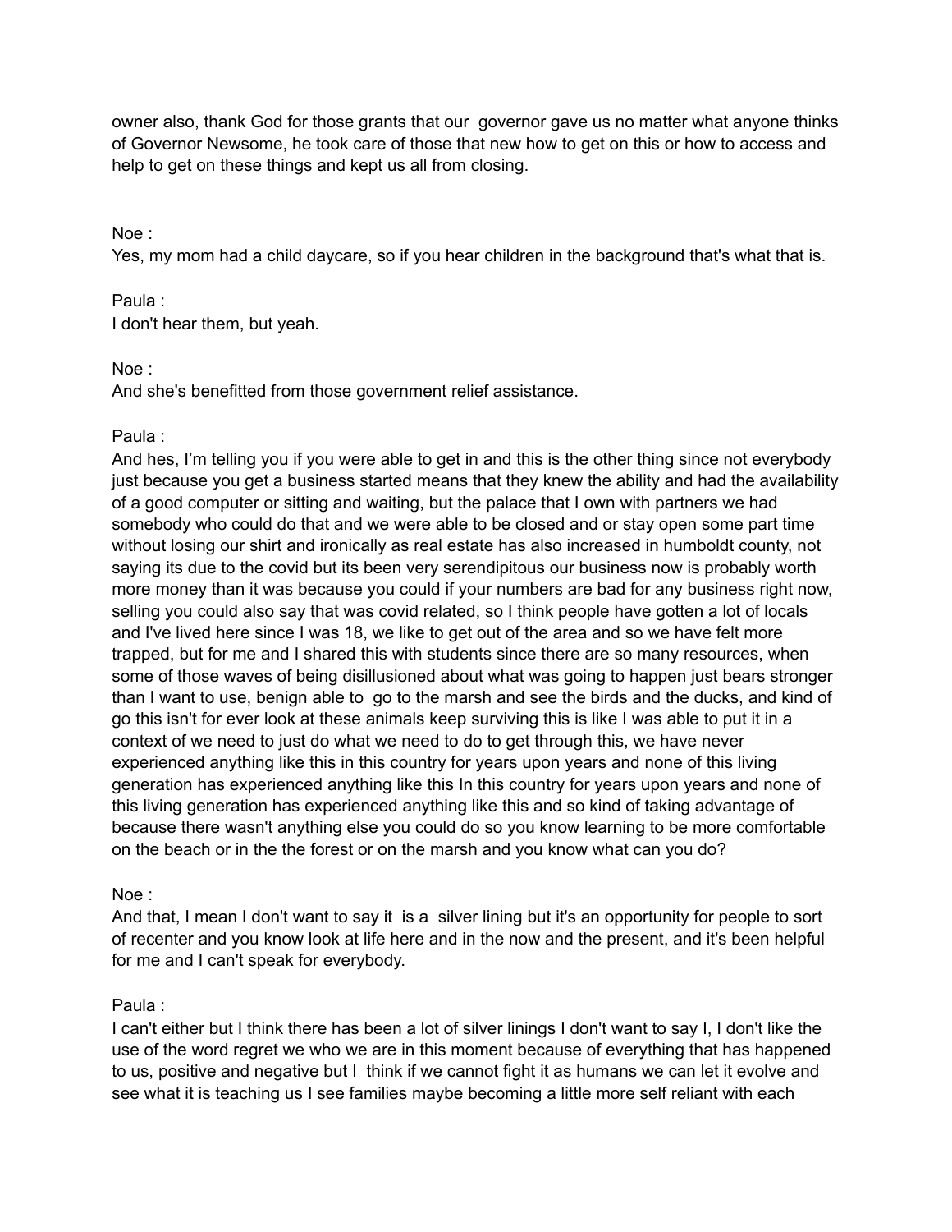owner also, thank God for those grants that our governor gave us no matter what anyone thinks of Governor Newsome, he took care of those that new how to get on this or how to access and help to get on these things and kept us all from closing.

Noe :
Yes, my mom had a child daycare, so if you hear children in the background that's what that is.

Paula :
I don't hear them, but yeah.

Noe :
And she's benefitted from those government relief assistance.

Paula :
And hes, I'm telling you if you were able to get in and this is the other thing since not everybody just because you get a business started means that they knew the ability and had the availability of a good computer or sitting and waiting, but the palace that I own with partners we had somebody who could do that and we were able to be closed and or stay open some part time without losing our shirt and ironically as real estate has also increased in humboldt county, not saying its due to the covid but its been very serendipitous our business now is probably worth more money than it was because you could if your numbers are bad for any business right now, selling you could also say that was covid related, so I think people have gotten a lot of locals and I've lived here since I was 18, we like to get out of the area and so we have felt more trapped, but for me and I shared this with students since there are so many resources, when some of those waves of being disillusioned about what was going to happen just bears stronger than I want to use, benign able to go to the marsh and see the birds and the ducks, and kind of go this isn't for ever look at these animals keep surviving this is like I was able to put it in a context of we need to just do what we need to do to get through this, we have never experienced anything like this in this country for years upon years and none of this living generation has experienced anything like this In this country for years upon years and none of this living generation has experienced anything like this and so kind of taking advantage of because there wasn't anything else you could do so you know learning to be more comfortable on the beach or in the the forest or on the marsh and you know what can you do?

Noe :
And that, I mean I don't want to say it is a silver lining but it's an opportunity for people to sort of recenter and you know look at life here and in the now and the present, and it's been helpful for me and I can't speak for everybody.

Paula :
I can't either but I think there has been a lot of silver linings I don't want to say I, I don't like the use of the word regret we who we are in this moment because of everything that has happened to us, positive and negative but I think if we cannot fight it as humans we can let it evolve and see what it is teaching us I see families maybe becoming a little more self reliant with each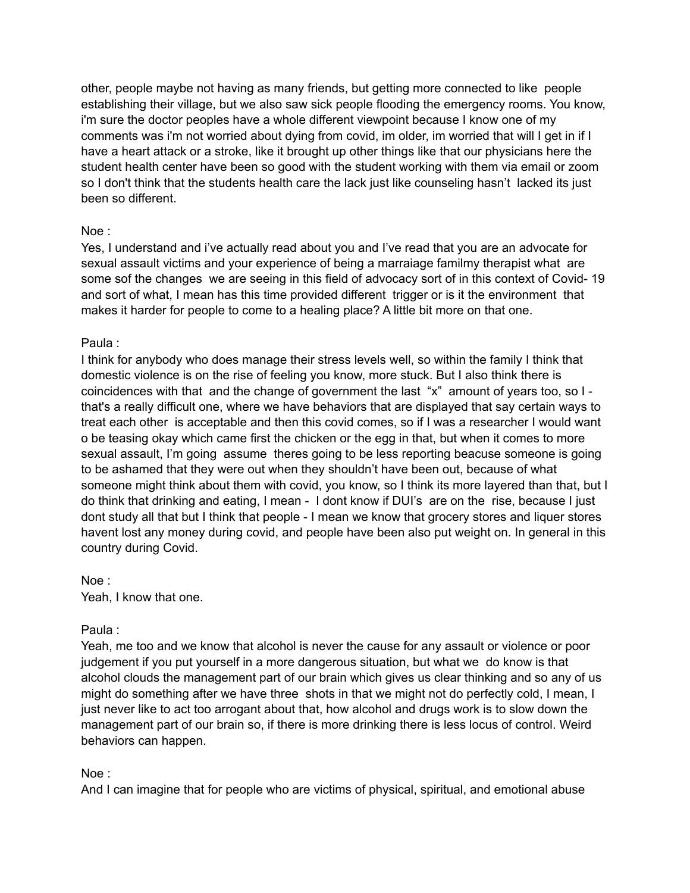other, people maybe not having as many friends, but getting more connected to like people establishing their village, but we also saw sick people flooding the emergency rooms. You know, i'm sure the doctor peoples have a whole different viewpoint because I know one of my comments was i'm not worried about dying from covid, im older, im worried that will I get in if I have a heart attack or a stroke, like it brought up other things like that our physicians here the student health center have been so good with the student working with them via email or zoom so I don't think that the students health care the lack just like counseling hasn't lacked its just been so different.

Noe :
Yes, I understand and i've actually read about you and I've read that you are an advocate for sexual assault victims and your experience of being a marraiage familmy therapist what are some sof the changes we are seeing in this field of advocacy sort of in this context of Covid- 19 and sort of what, I mean has this time provided different trigger or is it the environment that makes it harder for people to come to a healing place? A little bit more on that one.

Paula :
I think for anybody who does manage their stress levels well, so within the family I think that domestic violence is on the rise of feeling you know, more stuck. But I also think there is coincidences with that and the change of government the last "x" amount of years too, so I - that's a really difficult one, where we have behaviors that are displayed that say certain ways to treat each other is acceptable and then this covid comes, so if I was a researcher I would want o be teasing okay which came first the chicken or the egg in that, but when it comes to more sexual assault, I'm going assume theres going to be less reporting beacuse someone is going to be ashamed that they were out when they shouldn't have been out, because of what someone might think about them with covid, you know, so I think its more layered than that, but I do think that drinking and eating, I mean - I dont know if DUI's are on the rise, because I just dont study all that but I think that people - I mean we know that grocery stores and liquer stores havent lost any money during covid, and people have been also put weight on. In general in this country during Covid.

Noe :
Yeah, I know that one.

Paula :
Yeah, me too and we know that alcohol is never the cause for any assault or violence or poor judgement if you put yourself in a more dangerous situation, but what we do know is that alcohol clouds the management part of our brain which gives us clear thinking and so any of us might do something after we have three shots in that we might not do perfectly cold, I mean, I just never like to act too arrogant about that, how alcohol and drugs work is to slow down the management part of our brain so, if there is more drinking there is less locus of control. Weird behaviors can happen.

Noe :
And I can imagine that for people who are victims of physical, spiritual, and emotional abuse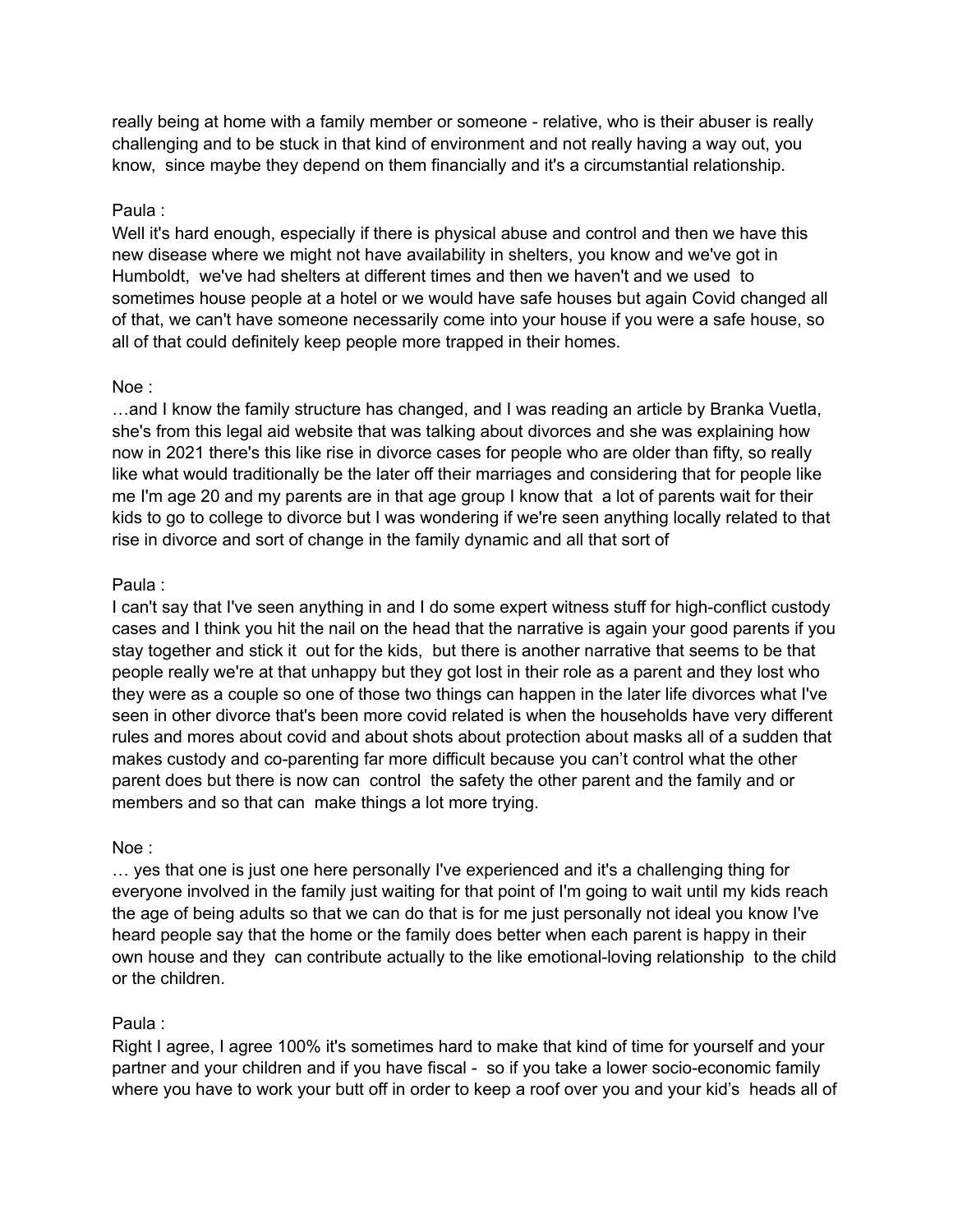really being at home with a family member or someone - relative, who is their abuser is really challenging and to be stuck in that kind of environment and not really having a way out, you know,  since maybe they depend on them financially and it's a circumstantial relationship.

Paula :
Well it's hard enough, especially if there is physical abuse and control and then we have this new disease where we might not have availability in shelters, you know and we've got in Humboldt,  we've had shelters at different times and then we haven't and we used  to sometimes house people at a hotel or we would have safe houses but again Covid changed all of that, we can't have someone necessarily come into your house if you were a safe house, so all of that could definitely keep people more trapped in their homes.

Noe :
…and I know the family structure has changed, and I was reading an article by Branka Vuetla, she's from this legal aid website that was talking about divorces and she was explaining how now in 2021 there's this like rise in divorce cases for people who are older than fifty, so really like what would traditionally be the later off their marriages and considering that for people like me I'm age 20 and my parents are in that age group I know that  a lot of parents wait for their kids to go to college to divorce but I was wondering if we're seen anything locally related to that rise in divorce and sort of change in the family dynamic and all that sort of

Paula :
I can't say that I've seen anything in and I do some expert witness stuff for high-conflict custody cases and I think you hit the nail on the head that the narrative is again your good parents if you stay together and stick it  out for the kids,  but there is another narrative that seems to be that people really we're at that unhappy but they got lost in their role as a parent and they lost who they were as a couple so one of those two things can happen in the later life divorces what I've seen in other divorce that's been more covid related is when the households have very different rules and mores about covid and about shots about protection about masks all of a sudden that makes custody and co-parenting far more difficult because you can't control what the other parent does but there is now can  control  the safety the other parent and the family and or members and so that can  make things a lot more trying.

Noe :
… yes that one is just one here personally I've experienced and it's a challenging thing for everyone involved in the family just waiting for that point of I'm going to wait until my kids reach the age of being adults so that we can do that is for me just personally not ideal you know I've heard people say that the home or the family does better when each parent is happy in their own house and they  can contribute actually to the like emotional-loving relationship  to the child or the children.

Paula :
Right I agree, I agree 100% it's sometimes hard to make that kind of time for yourself and your partner and your children and if you have fiscal -  so if you take a lower socio-economic family where you have to work your butt off in order to keep a roof over you and your kid's  heads all of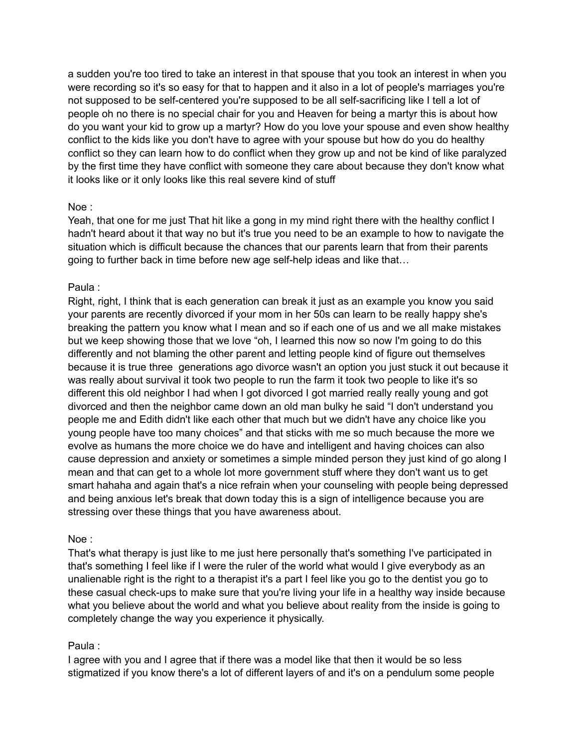a sudden you're too tired to take an interest in that spouse that you took an interest in when you were recording so it's so easy for that to happen and it also in a lot of people's marriages you're not supposed to be self-centered you're supposed to be all self-sacrificing like I tell a lot of people oh no there is no special chair for you and Heaven for being a martyr this is about how do you want your kid to grow up a martyr? How do you love your spouse and even show healthy conflict to the kids like you don't have to agree with your spouse but how do you do healthy conflict so they can learn how to do conflict when they grow up and not be kind of like paralyzed by the first time they have conflict with someone they care about because they don't know what it looks like or it only looks like this real severe kind of stuff

Noe :
Yeah, that one for me just That hit like a gong in my mind right there with the healthy conflict I hadn't heard about it that way no but it's true you need to be an example to how to navigate the situation which is difficult because the chances that our parents learn that from their parents going to further back in time before new age self-help ideas and like that…

Paula :
Right, right, I think that is each generation can break it just as an example you know you said your parents are recently divorced if your mom in her 50s can learn to be really happy she's breaking the pattern you know what I mean and so if each one of us and we all make mistakes but we keep showing those that we love "oh, I learned this now so now I'm going to do this differently and not blaming the other parent and letting people kind of figure out themselves because it is true three generations ago divorce wasn't an option you just stuck it out because it was really about survival it took two people to run the farm it took two people to like it's so different this old neighbor I had when I got divorced I got married really really young and got divorced and then the neighbor came down an old man bulky he said "I don't understand you people me and Edith didn't like each other that much but we didn't have any choice like you young people have too many choices" and that sticks with me so much because the more we evolve as humans the more choice we do have and intelligent and having choices can also cause depression and anxiety or sometimes a simple minded person they just kind of go along I mean and that can get to a whole lot more government stuff where they don't want us to get smart hahaha and again that's a nice refrain when your counseling with people being depressed and being anxious let's break that down today this is a sign of intelligence because you are stressing over these things that you have awareness about.

Noe :
That's what therapy is just like to me just here personally that's something I've participated in that's something I feel like if I were the ruler of the world what would I give everybody as an unalienable right is the right to a therapist it's a part I feel like you go to the dentist you go to these casual check-ups to make sure that you're living your life in a healthy way inside because what you believe about the world and what you believe about reality from the inside is going to completely change the way you experience it physically.

Paula :
I agree with you and I agree that if there was a model like that then it would be so less stigmatized if you know there's a lot of different layers of and it's on a pendulum some people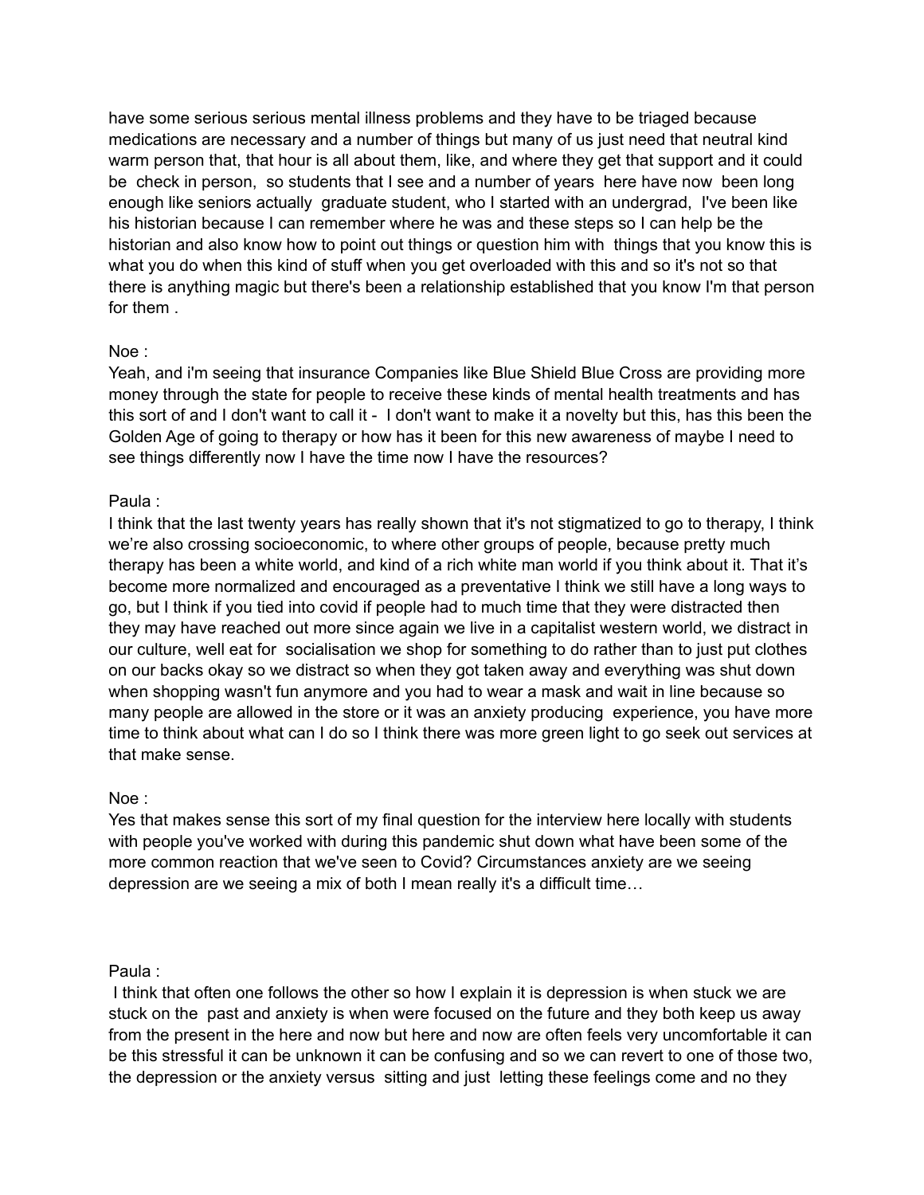have some serious serious mental illness problems and they have to be triaged because medications are necessary and a number of things but many of us just need that neutral kind warm person that, that hour is all about them, like, and where they get that support and it could be check in person, so students that I see and a number of years here have now been long enough like seniors actually graduate student, who I started with an undergrad, I've been like his historian because I can remember where he was and these steps so I can help be the historian and also know how to point out things or question him with things that you know this is what you do when this kind of stuff when you get overloaded with this and so it's not so that there is anything magic but there's been a relationship established that you know I'm that person for them .

Noe :
Yeah, and i'm seeing that insurance Companies like Blue Shield Blue Cross are providing more money through the state for people to receive these kinds of mental health treatments and has this sort of and I don't want to call it - I don't want to make it a novelty but this, has this been the Golden Age of going to therapy or how has it been for this new awareness of maybe I need to see things differently now I have the time now I have the resources?

Paula :
I think that the last twenty years has really shown that it's not stigmatized to go to therapy, I think we're also crossing socioeconomic, to where other groups of people, because pretty much therapy has been a white world, and kind of a rich white man world if you think about it. That it's become more normalized and encouraged as a preventative I think we still have a long ways to go, but I think if you tied into covid if people had to much time that they were distracted then they may have reached out more since again we live in a capitalist western world, we distract in our culture, well eat for socialisation we shop for something to do rather than to just put clothes on our backs okay so we distract so when they got taken away and everything was shut down when shopping wasn't fun anymore and you had to wear a mask and wait in line because so many people are allowed in the store or it was an anxiety producing experience, you have more time to think about what can I do so I think there was more green light to go seek out services at that make sense.

Noe :
Yes that makes sense this sort of my final question for the interview here locally with students with people you've worked with during this pandemic shut down what have been some of the more common reaction that we've seen to Covid? Circumstances anxiety are we seeing depression are we seeing a mix of both I mean really it's a difficult time…

Paula :
I think that often one follows the other so how I explain it is depression is when stuck we are stuck on the past and anxiety is when were focused on the future and they both keep us away from the present in the here and now but here and now are often feels very uncomfortable it can be this stressful it can be unknown it can be confusing and so we can revert to one of those two, the depression or the anxiety versus sitting and just letting these feelings come and no they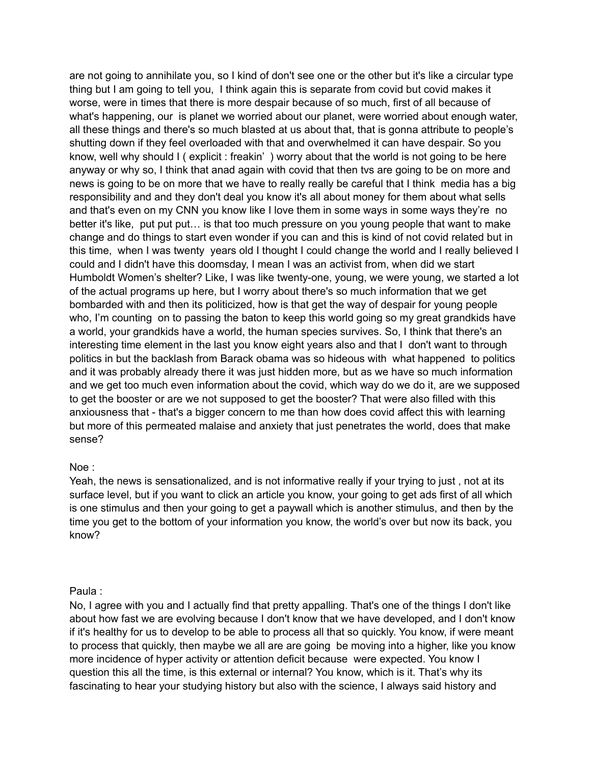are not going to annihilate you, so I kind of don't see one or the other but it's like a circular type thing but I am going to tell you, I think again this is separate from covid but covid makes it worse, were in times that there is more despair because of so much, first of all because of what's happening, our is planet we worried about our planet, were worried about enough water, all these things and there's so much blasted at us about that, that is gonna attribute to people's shutting down if they feel overloaded with that and overwhelmed it can have despair. So you know, well why should I ( explicit : freakin' ) worry about that the world is not going to be here anyway or why so, I think that anad again with covid that then tvs are going to be on more and news is going to be on more that we have to really really be careful that I think media has a big responsibility and and they don't deal you know it's all about money for them about what sells and that's even on my CNN you know like I love them in some ways in some ways they're no better it's like, put put put… is that too much pressure on you young people that want to make change and do things to start even wonder if you can and this is kind of not covid related but in this time, when I was twenty years old I thought I could change the world and I really believed I could and I didn't have this doomsday, I mean I was an activist from, when did we start Humboldt Women's shelter? Like, I was like twenty-one, young, we were young, we started a lot of the actual programs up here, but I worry about there's so much information that we get bombarded with and then its politicized, how is that get the way of despair for young people who, I'm counting on to passing the baton to keep this world going so my great grandkids have a world, your grandkids have a world, the human species survives. So, I think that there's an interesting time element in the last you know eight years also and that I don't want to through politics in but the backlash from Barack obama was so hideous with what happened to politics and it was probably already there it was just hidden more, but as we have so much information and we get too much even information about the covid, which way do we do it, are we supposed to get the booster or are we not supposed to get the booster? That were also filled with this anxiousness that - that's a bigger concern to me than how does covid affect this with learning but more of this permeated malaise and anxiety that just penetrates the world, does that make sense?

Noe :
Yeah, the news is sensationalized, and is not informative really if your trying to just , not at its surface level, but if you want to click an article you know, your going to get ads first of all which is one stimulus and then your going to get a paywall which is another stimulus, and then by the time you get to the bottom of your information you know, the world's over but now its back, you know?

Paula :
No, I agree with you and I actually find that pretty appalling. That's one of the things I don't like about how fast we are evolving because I don't know that we have developed, and I don't know if it's healthy for us to develop to be able to process all that so quickly. You know, if were meant to process that quickly, then maybe we all are are going be moving into a higher, like you know more incidence of hyper activity or attention deficit because were expected. You know I question this all the time, is this external or internal? You know, which is it. That's why its fascinating to hear your studying history but also with the science, I always said history and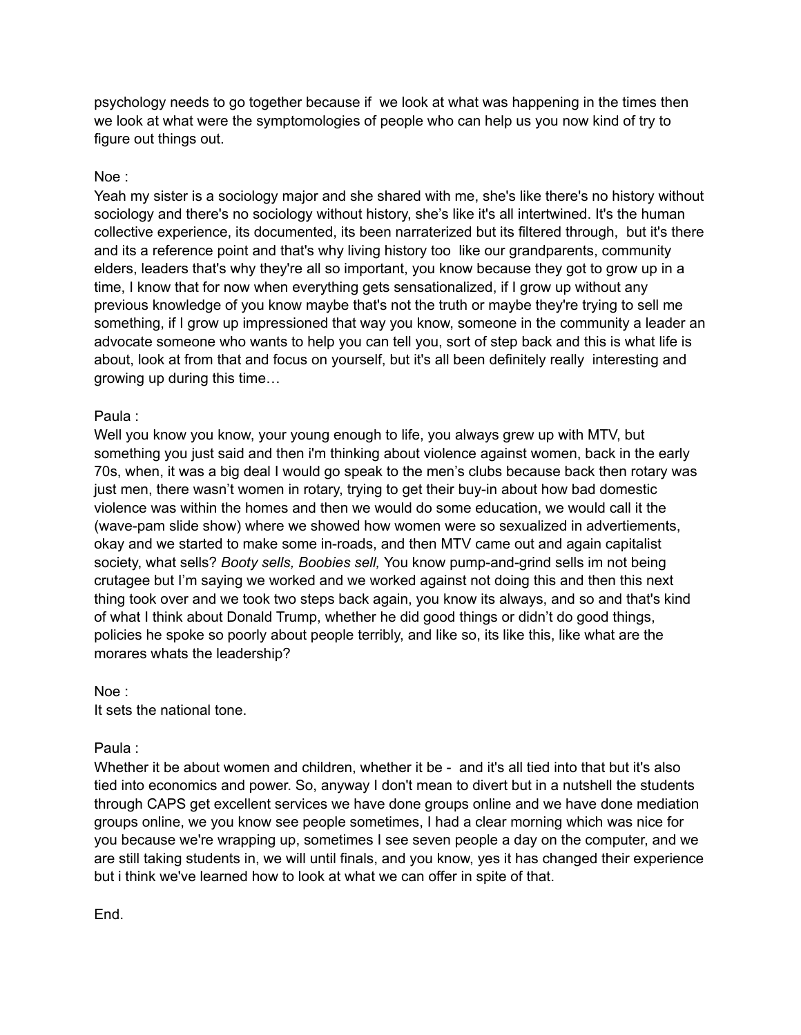psychology needs to go together because if we look at what was happening in the times then we look at what were the symptomologies of people who can help us you now kind of try to figure out things out.

Noe :
Yeah my sister is a sociology major and she shared with me, she's like there's no history without sociology and there's no sociology without history, she's like it's all intertwined. It's the human collective experience, its documented, its been narraterized but its filtered through, but it's there and its a reference point and that's why living history too like our grandparents, community elders, leaders that's why they're all so important, you know because they got to grow up in a time, I know that for now when everything gets sensationalized, if I grow up without any previous knowledge of you know maybe that's not the truth or maybe they're trying to sell me something, if I grow up impressioned that way you know, someone in the community a leader an advocate someone who wants to help you can tell you, sort of step back and this is what life is about, look at from that and focus on yourself, but it's all been definitely really interesting and growing up during this time…

Paula :
Well you know you know, your young enough to life, you always grew up with MTV, but something you just said and then i'm thinking about violence against women, back in the early 70s, when, it was a big deal I would go speak to the men's clubs because back then rotary was just men, there wasn't women in rotary, trying to get their buy-in about how bad domestic violence was within the homes and then we would do some education, we would call it the (wave-pam slide show) where we showed how women were so sexualized in advertiements, okay and we started to make some in-roads, and then MTV came out and again capitalist society, what sells? *Booty sells, Boobies sell,* You know pump-and-grind sells im not being crutagee but I'm saying we worked and we worked against not doing this and then this next thing took over and we took two steps back again, you know its always, and so and that's kind of what I think about Donald Trump, whether he did good things or didn't do good things, policies he spoke so poorly about people terribly, and like so, its like this, like what are the morares whats the leadership?

Noe :
It sets the national tone.

Paula :
Whether it be about women and children, whether it be - and it's all tied into that but it's also tied into economics and power. So, anyway I don't mean to divert but in a nutshell the students through CAPS get excellent services we have done groups online and we have done mediation groups online, we you know see people sometimes, I had a clear morning which was nice for you because we're wrapping up, sometimes I see seven people a day on the computer, and we are still taking students in, we will until finals, and you know, yes it has changed their experience but i think we've learned how to look at what we can offer in spite of that.

End.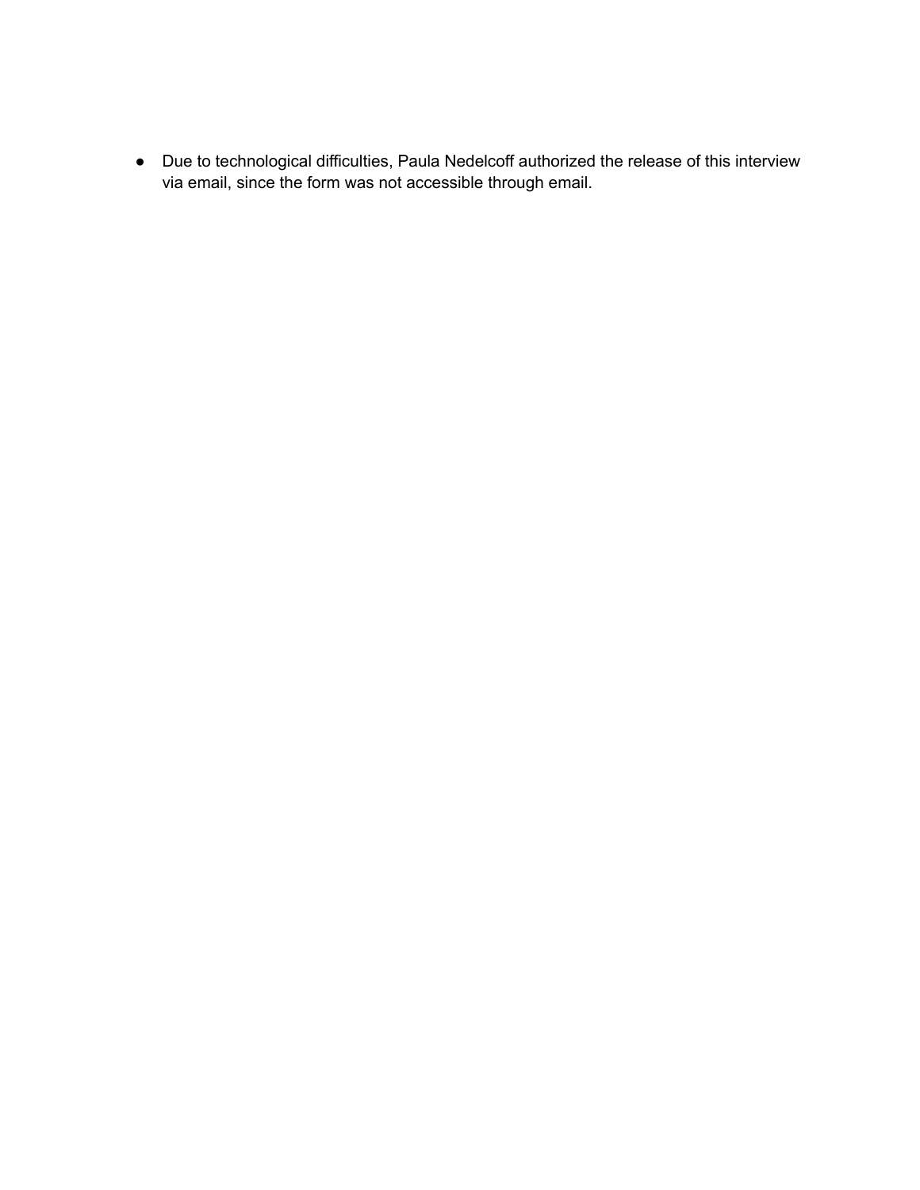- Due to technological difficulties, Paula Nedelcoff authorized the release of this interview via email, since the form was not accessible through email.